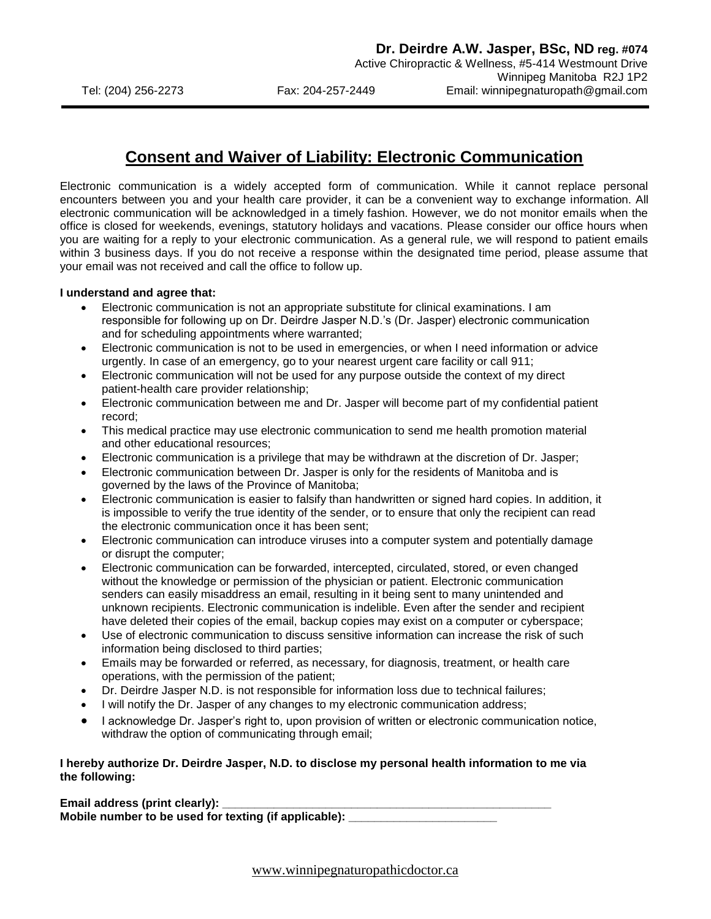**Dr. Deirdre A.W. Jasper, BSc, ND reg. #074**
Active Chiropractic & Wellness, #5-414 Westmount Drive
Winnipeg Manitoba R2J 1P2

Tel: (204) 256-2273 Fax: 204-257-2449 Email: winnipegnaturopath@gmail.com

# Consent and Waiver of Liability: Electronic Communication

Electronic communication is a widely accepted form of communication. While it cannot replace personal encounters between you and your health care provider, it can be a convenient way to exchange information. All electronic communication will be acknowledged in a timely fashion. However, we do not monitor emails when the office is closed for weekends, evenings, statutory holidays and vacations. Please consider our office hours when you are waiting for a reply to your electronic communication. As a general rule, we will respond to patient emails within 3 business days. If you do not receive a response within the designated time period, please assume that your email was not received and call the office to follow up.

**I understand and agree that:**

- Electronic communication is not an appropriate substitute for clinical examinations. I am responsible for following up on Dr. Deirdre Jasper N.D.'s (Dr. Jasper) electronic communication and for scheduling appointments where warranted;
- Electronic communication is not to be used in emergencies, or when I need information or advice urgently. In case of an emergency, go to your nearest urgent care facility or call 911;
- Electronic communication will not be used for any purpose outside the context of my direct patient-health care provider relationship;
- Electronic communication between me and Dr. Jasper will become part of my confidential patient record;
- This medical practice may use electronic communication to send me health promotion material and other educational resources;
- Electronic communication is a privilege that may be withdrawn at the discretion of Dr. Jasper;
- Electronic communication between Dr. Jasper is only for the residents of Manitoba and is governed by the laws of the Province of Manitoba;
- Electronic communication is easier to falsify than handwritten or signed hard copies. In addition, it is impossible to verify the true identity of the sender, or to ensure that only the recipient can read the electronic communication once it has been sent;
- Electronic communication can introduce viruses into a computer system and potentially damage or disrupt the computer;
- Electronic communication can be forwarded, intercepted, circulated, stored, or even changed without the knowledge or permission of the physician or patient. Electronic communication senders can easily misaddress an email, resulting in it being sent to many unintended and unknown recipients. Electronic communication is indelible. Even after the sender and recipient have deleted their copies of the email, backup copies may exist on a computer or cyberspace;
- Use of electronic communication to discuss sensitive information can increase the risk of such information being disclosed to third parties;
- Emails may be forwarded or referred, as necessary, for diagnosis, treatment, or health care operations, with the permission of the patient;
- Dr. Deirdre Jasper N.D. is not responsible for information loss due to technical failures;
- I will notify the Dr. Jasper of any changes to my electronic communication address;
- I acknowledge Dr. Jasper's right to, upon provision of written or electronic communication notice, withdraw the option of communicating through email;

**I hereby authorize Dr. Deirdre Jasper, N.D. to disclose my personal health information to me via the following:**

**Email address (print clearly):** _______________________________________________

**Mobile number to be used for texting (if applicable):** _______________________

www.winnipegnaturopathicdoctor.ca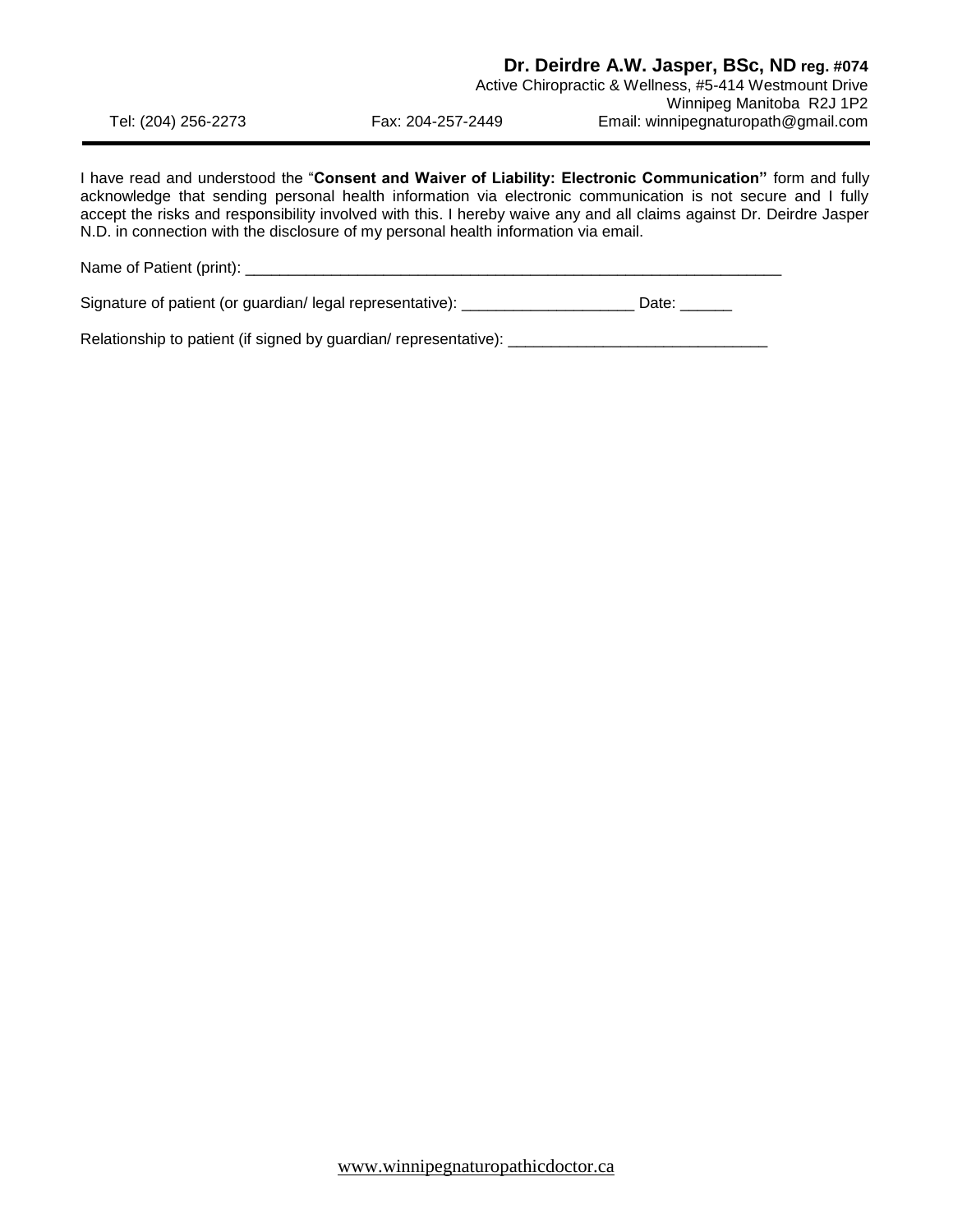**Dr. Deirdre A.W. Jasper, BSc, ND reg. #074**
Active Chiropractic & Wellness, #5-414 Westmount Drive
Winnipeg Manitoba R2J 1P2

Tel: (204) 256-2273 Fax: 204-257-2449 Email: winnipegnaturopath@gmail.com

---

I have read and understood the "**Consent and Waiver of Liability: Electronic Communication"** form and fully acknowledge that sending personal health information via electronic communication is not secure and I fully accept the risks and responsibility involved with this. I hereby waive any and all claims against Dr. Deirdre Jasper N.D. in connection with the disclosure of my personal health information via email.

Name of Patient (print): ________________________________________________________________

Signature of patient (or guardian/ legal representative): ____________________ Date: ______

Relationship to patient (if signed by guardian/ representative): ______________________________

www.winnipegnaturopathicdoctor.ca